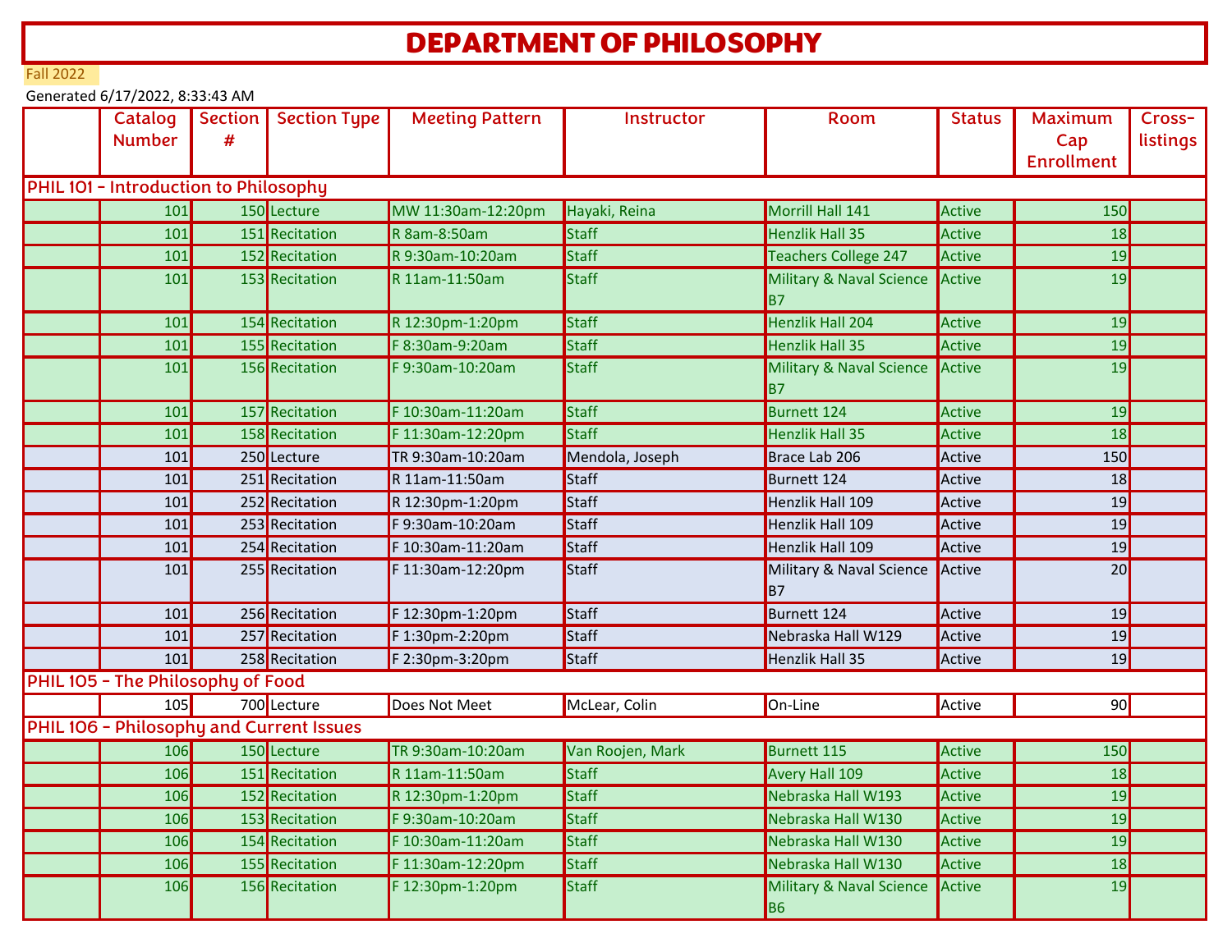# DEPARTMENT OF PHILOSOPHY

Fall 2022

Generated 6/17/2022, 8:33:43 AM

| | Catalog Number | Section # | Section Type | Meeting Pattern | Instructor | Room | Status | Maximum Cap Enrollment | Cross-listings |
|---|---|---|---|---|---|---|---|---|---|
| **PHIL 101 - Introduction to Philosophy** | | | | | | | | | |
| | 101 | 150 | Lecture | MW 11:30am-12:20pm | Hayaki, Reina | Morrill Hall 141 | Active | 150 | |
| | 101 | 151 | Recitation | R 8am-8:50am | Staff | Henzlik Hall 35 | Active | 18 | |
| | 101 | 152 | Recitation | R 9:30am-10:20am | Staff | Teachers College 247 | Active | 19 | |
| | 101 | 153 | Recitation | R 11am-11:50am | Staff | Military & Naval Science B7 | Active | 19 | |
| | 101 | 154 | Recitation | R 12:30pm-1:20pm | Staff | Henzlik Hall 204 | Active | 19 | |
| | 101 | 155 | Recitation | F 8:30am-9:20am | Staff | Henzlik Hall 35 | Active | 19 | |
| | 101 | 156 | Recitation | F 9:30am-10:20am | Staff | Military & Naval Science B7 | Active | 19 | |
| | 101 | 157 | Recitation | F 10:30am-11:20am | Staff | Burnett 124 | Active | 19 | |
| | 101 | 158 | Recitation | F 11:30am-12:20pm | Staff | Henzlik Hall 35 | Active | 18 | |
| | 101 | 250 | Lecture | TR 9:30am-10:20am | Mendola, Joseph | Brace Lab 206 | Active | 150 | |
| | 101 | 251 | Recitation | R 11am-11:50am | Staff | Burnett 124 | Active | 18 | |
| | 101 | 252 | Recitation | R 12:30pm-1:20pm | Staff | Henzlik Hall 109 | Active | 19 | |
| | 101 | 253 | Recitation | F 9:30am-10:20am | Staff | Henzlik Hall 109 | Active | 19 | |
| | 101 | 254 | Recitation | F 10:30am-11:20am | Staff | Henzlik Hall 109 | Active | 19 | |
| | 101 | 255 | Recitation | F 11:30am-12:20pm | Staff | Military & Naval Science B7 | Active | 20 | |
| | 101 | 256 | Recitation | F 12:30pm-1:20pm | Staff | Burnett 124 | Active | 19 | |
| | 101 | 257 | Recitation | F 1:30pm-2:20pm | Staff | Nebraska Hall W129 | Active | 19 | |
| | 101 | 258 | Recitation | F 2:30pm-3:20pm | Staff | Henzlik Hall 35 | Active | 19 | |
| **PHIL 105 - The Philosophy of Food** | | | | | | | | | |
| | 105 | 700 | Lecture | Does Not Meet | McLear, Colin | On-Line | Active | 90 | |
| **PHIL 106 - Philosophy and Current Issues** | | | | | | | | | |
| | 106 | 150 | Lecture | TR 9:30am-10:20am | Van Roojen, Mark | Burnett 115 | Active | 150 | |
| | 106 | 151 | Recitation | R 11am-11:50am | Staff | Avery Hall 109 | Active | 18 | |
| | 106 | 152 | Recitation | R 12:30pm-1:20pm | Staff | Nebraska Hall W193 | Active | 19 | |
| | 106 | 153 | Recitation | F 9:30am-10:20am | Staff | Nebraska Hall W130 | Active | 19 | |
| | 106 | 154 | Recitation | F 10:30am-11:20am | Staff | Nebraska Hall W130 | Active | 19 | |
| | 106 | 155 | Recitation | F 11:30am-12:20pm | Staff | Nebraska Hall W130 | Active | 18 | |
| | 106 | 156 | Recitation | F 12:30pm-1:20pm | Staff | Military & Naval Science B6 | Active | 19 | |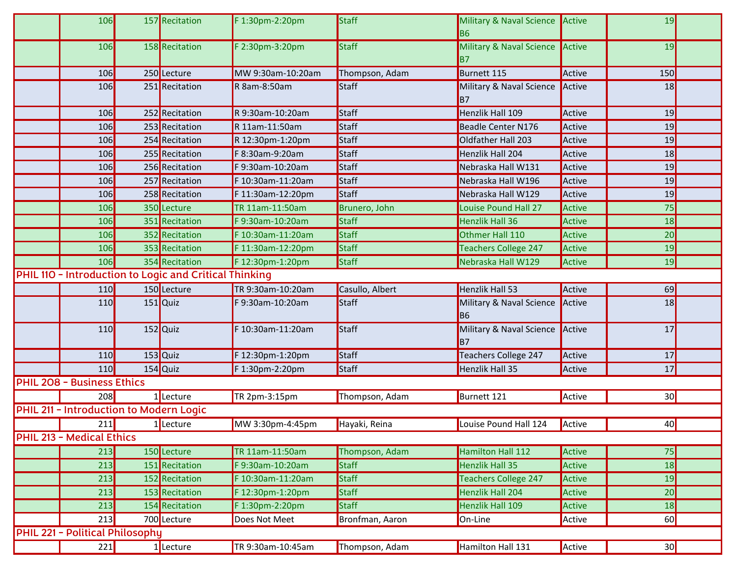| | | | | | | | | | |
|---|---|---|---|---|---|---|---|---|---|
| | 106 | 157 | Recitation | F 1:30pm-2:20pm | Staff | Military & Naval Science B6 | Active | 19 | |
| | 106 | 158 | Recitation | F 2:30pm-3:20pm | Staff | Military & Naval Science B7 | Active | 19 | |
| | 106 | 250 | Lecture | MW 9:30am-10:20am | Thompson, Adam | Burnett 115 | Active | 150 | |
| | 106 | 251 | Recitation | R 8am-8:50am | Staff | Military & Naval Science B7 | Active | 18 | |
| | 106 | 252 | Recitation | R 9:30am-10:20am | Staff | Henzlik Hall 109 | Active | 19 | |
| | 106 | 253 | Recitation | R 11am-11:50am | Staff | Beadle Center N176 | Active | 19 | |
| | 106 | 254 | Recitation | R 12:30pm-1:20pm | Staff | Oldfather Hall 203 | Active | 19 | |
| | 106 | 255 | Recitation | F 8:30am-9:20am | Staff | Henzlik Hall 204 | Active | 18 | |
| | 106 | 256 | Recitation | F 9:30am-10:20am | Staff | Nebraska Hall W131 | Active | 19 | |
| | 106 | 257 | Recitation | F 10:30am-11:20am | Staff | Nebraska Hall W196 | Active | 19 | |
| | 106 | 258 | Recitation | F 11:30am-12:20pm | Staff | Nebraska Hall W129 | Active | 19 | |
| | 106 | 350 | Lecture | TR 11am-11:50am | Brunero, John | Louise Pound Hall 27 | Active | 75 | |
| | 106 | 351 | Recitation | F 9:30am-10:20am | Staff | Henzlik Hall 36 | Active | 18 | |
| | 106 | 352 | Recitation | F 10:30am-11:20am | Staff | Othmer Hall 110 | Active | 20 | |
| | 106 | 353 | Recitation | F 11:30am-12:20pm | Staff | Teachers College 247 | Active | 19 | |
| | 106 | 354 | Recitation | F 12:30pm-1:20pm | Staff | Nebraska Hall W129 | Active | 19 | |
| **PHIL 110 - Introduction to Logic and Critical Thinking** | | | | | | | | | |
| | 110 | 150 | Lecture | TR 9:30am-10:20am | Casullo, Albert | Henzlik Hall 53 | Active | 69 | |
| | 110 | 151 | Quiz | F 9:30am-10:20am | Staff | Military & Naval Science B6 | Active | 18 | |
| | 110 | 152 | Quiz | F 10:30am-11:20am | Staff | Military & Naval Science B7 | Active | 17 | |
| | 110 | 153 | Quiz | F 12:30pm-1:20pm | Staff | Teachers College 247 | Active | 17 | |
| | 110 | 154 | Quiz | F 1:30pm-2:20pm | Staff | Henzlik Hall 35 | Active | 17 | |
| **PHIL 208 - Business Ethics** | | | | | | | | | |
| | 208 | 1 | Lecture | TR 2pm-3:15pm | Thompson, Adam | Burnett 121 | Active | 30 | |
| **PHIL 211 - Introduction to Modern Logic** | | | | | | | | | |
| | 211 | 1 | Lecture | MW 3:30pm-4:45pm | Hayaki, Reina | Louise Pound Hall 124 | Active | 40 | |
| **PHIL 213 - Medical Ethics** | | | | | | | | | |
| | 213 | 150 | Lecture | TR 11am-11:50am | Thompson, Adam | Hamilton Hall 112 | Active | 75 | |
| | 213 | 151 | Recitation | F 9:30am-10:20am | Staff | Henzlik Hall 35 | Active | 18 | |
| | 213 | 152 | Recitation | F 10:30am-11:20am | Staff | Teachers College 247 | Active | 19 | |
| | 213 | 153 | Recitation | F 12:30pm-1:20pm | Staff | Henzlik Hall 204 | Active | 20 | |
| | 213 | 154 | Recitation | F 1:30pm-2:20pm | Staff | Henzlik Hall 109 | Active | 18 | |
| | 213 | 700 | Lecture | Does Not Meet | Bronfman, Aaron | On-Line | Active | 60 | |
| **PHIL 221 - Political Philosophy** | | | | | | | | | |
| | 221 | 1 | Lecture | TR 9:30am-10:45am | Thompson, Adam | Hamilton Hall 131 | Active | 30 | |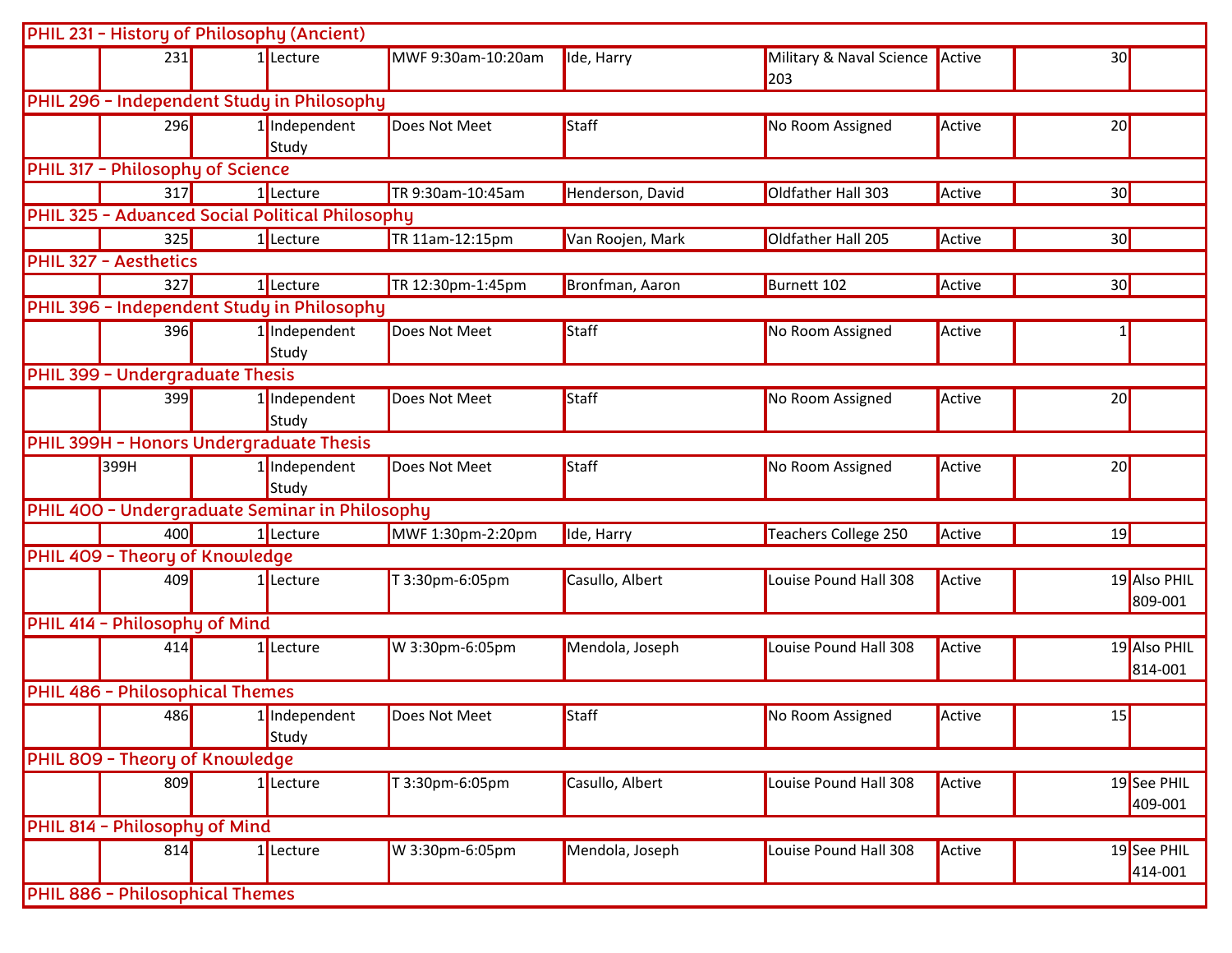| PHIL 231 - History of Philosophy (Ancient) | | | | | | | | | |
|---|---|---|---|---|---|---|---|---|---|
| | 231 | 1 | Lecture | MWF 9:30am-10:20am | Ide, Harry | Military & Naval Science 203 | Active | 30 | |
| **PHIL 296 - Independent Study in Philosophy** | | | | | | | | | |
| | 296 | 1 | Independent Study | Does Not Meet | Staff | No Room Assigned | Active | 20 | |
| **PHIL 317 - Philosophy of Science** | | | | | | | | | |
| | 317 | 1 | Lecture | TR 9:30am-10:45am | Henderson, David | Oldfather Hall 303 | Active | 30 | |
| **PHIL 325 - Advanced Social Political Philosophy** | | | | | | | | | |
| | 325 | 1 | Lecture | TR 11am-12:15pm | Van Roojen, Mark | Oldfather Hall 205 | Active | 30 | |
| **PHIL 327 - Aesthetics** | | | | | | | | | |
| | 327 | 1 | Lecture | TR 12:30pm-1:45pm | Bronfman, Aaron | Burnett 102 | Active | 30 | |
| **PHIL 396 - Independent Study in Philosophy** | | | | | | | | | |
| | 396 | 1 | Independent Study | Does Not Meet | Staff | No Room Assigned | Active | 1 | |
| **PHIL 399 - Undergraduate Thesis** | | | | | | | | | |
| | 399 | 1 | Independent Study | Does Not Meet | Staff | No Room Assigned | Active | 20 | |
| **PHIL 399H - Honors Undergraduate Thesis** | | | | | | | | | |
| | 399H | 1 | Independent Study | Does Not Meet | Staff | No Room Assigned | Active | 20 | |
| **PHIL 400 - Undergraduate Seminar in Philosophy** | | | | | | | | | |
| | 400 | 1 | Lecture | MWF 1:30pm-2:20pm | Ide, Harry | Teachers College 250 | Active | 19 | |
| **PHIL 409 - Theory of Knowledge** | | | | | | | | | |
| | 409 | 1 | Lecture | T 3:30pm-6:05pm | Casullo, Albert | Louise Pound Hall 308 | Active | 19 | Also PHIL 809-001 |
| **PHIL 414 - Philosophy of Mind** | | | | | | | | | |
| | 414 | 1 | Lecture | W 3:30pm-6:05pm | Mendola, Joseph | Louise Pound Hall 308 | Active | 19 | Also PHIL 814-001 |
| **PHIL 486 - Philosophical Themes** | | | | | | | | | |
| | 486 | 1 | Independent Study | Does Not Meet | Staff | No Room Assigned | Active | 15 | |
| **PHIL 809 - Theory of Knowledge** | | | | | | | | | |
| | 809 | 1 | Lecture | T 3:30pm-6:05pm | Casullo, Albert | Louise Pound Hall 308 | Active | 19 | See PHIL 409-001 |
| **PHIL 814 - Philosophy of Mind** | | | | | | | | | |
| | 814 | 1 | Lecture | W 3:30pm-6:05pm | Mendola, Joseph | Louise Pound Hall 308 | Active | 19 | See PHIL 414-001 |
| **PHIL 886 - Philosophical Themes** | | | | | | | | | |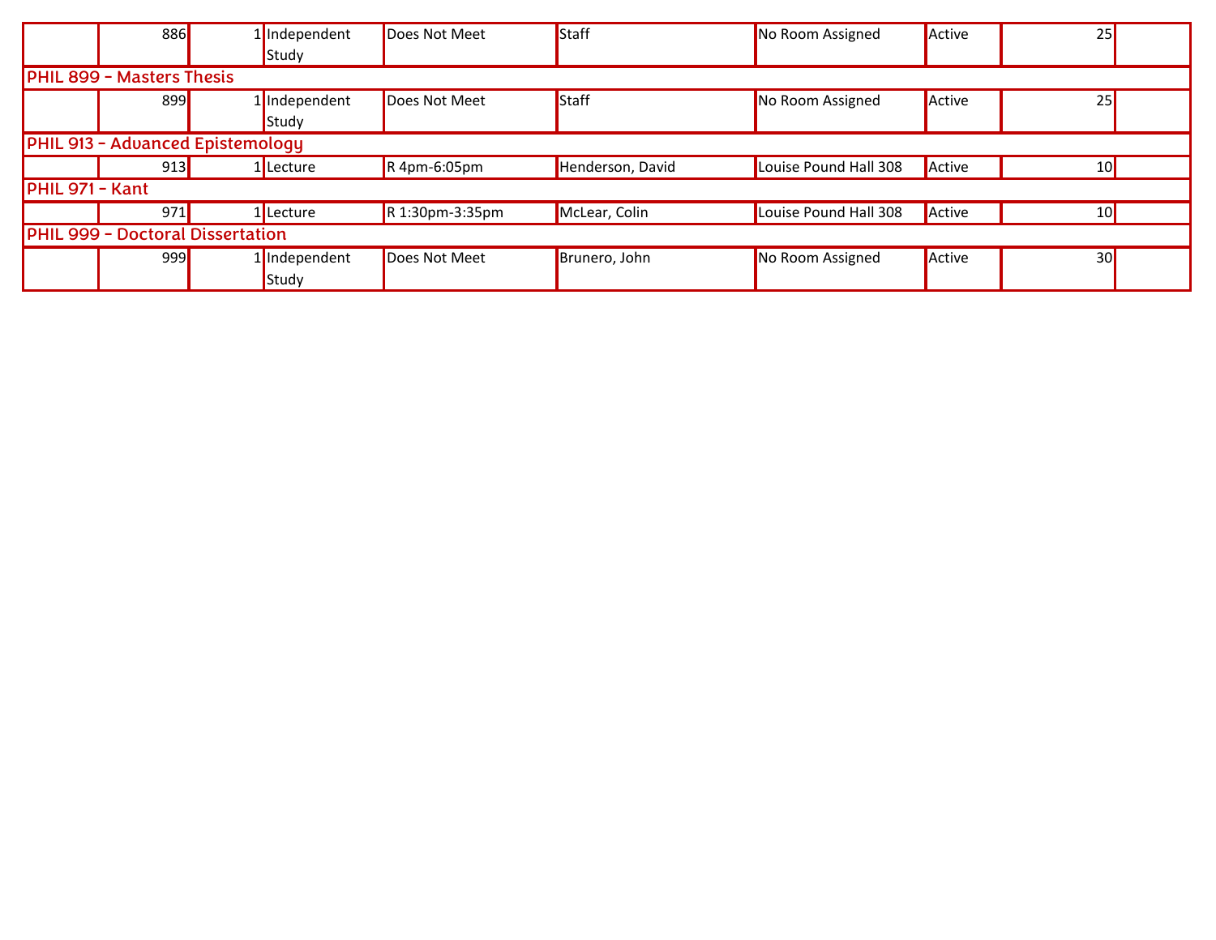| | | | | | | | | | |
|---|---|---|---|---|---|---|---|---|---|
| | 886 | 1 | Independent Study | Does Not Meet | Staff | No Room Assigned | Active | 25 | |
| **PHIL 899 - Masters Thesis** | | | | | | | | | |
| | 899 | 1 | Independent Study | Does Not Meet | Staff | No Room Assigned | Active | 25 | |
| **PHIL 913 - Advanced Epistemology** | | | | | | | | | |
| | 913 | 1 | Lecture | R 4pm-6:05pm | Henderson, David | Louise Pound Hall 308 | Active | 10 | |
| **PHIL 971 - Kant** | | | | | | | | | |
| | 971 | 1 | Lecture | R 1:30pm-3:35pm | McLear, Colin | Louise Pound Hall 308 | Active | 10 | |
| **PHIL 999 - Doctoral Dissertation** | | | | | | | | | |
| | 999 | 1 | Independent Study | Does Not Meet | Brunero, John | No Room Assigned | Active | 30 | |